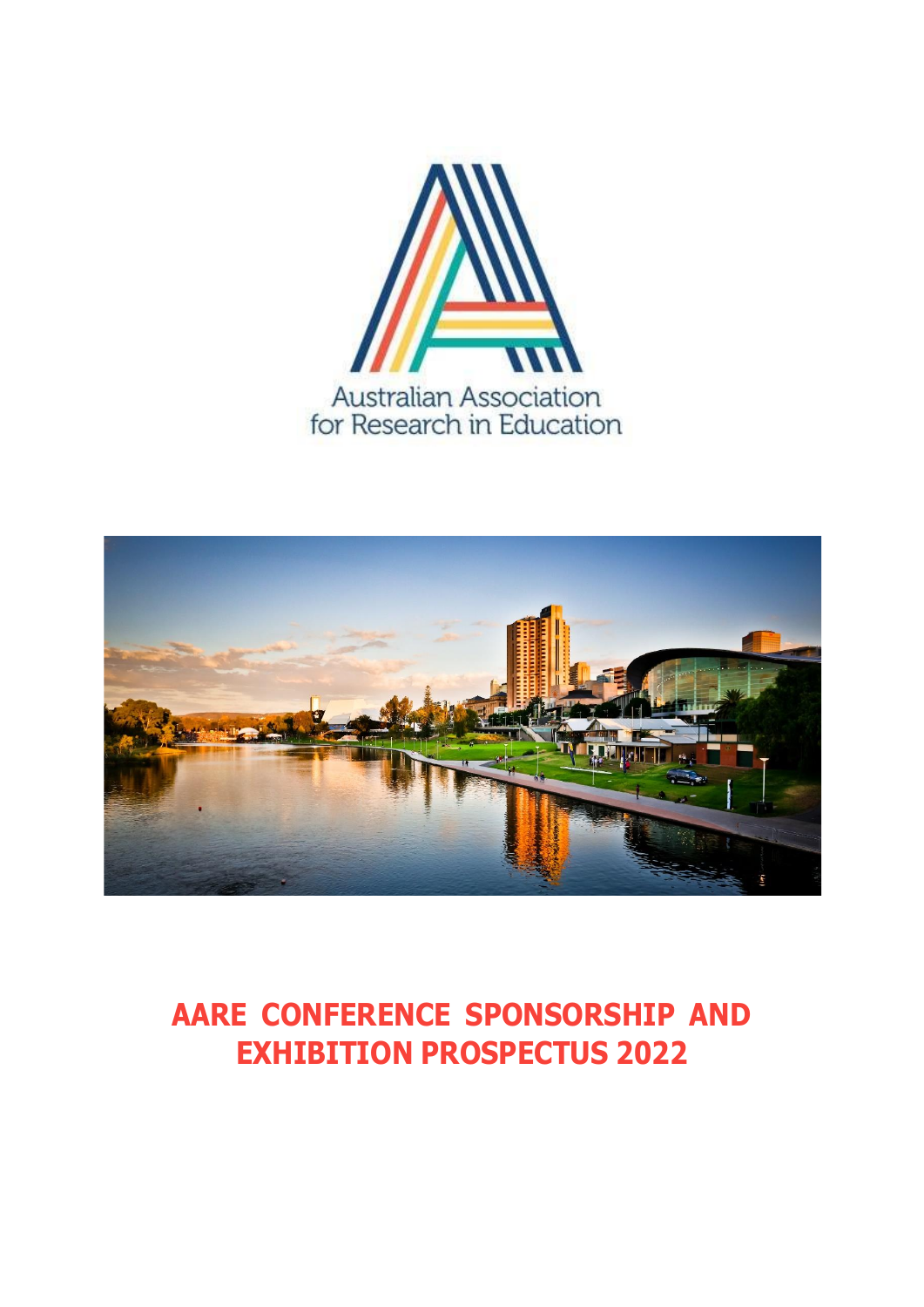Australian Association for Research in Education

# AARE CONFERENCE SPONSORSHIP AND EXHIBITION PROSPECTUS 2022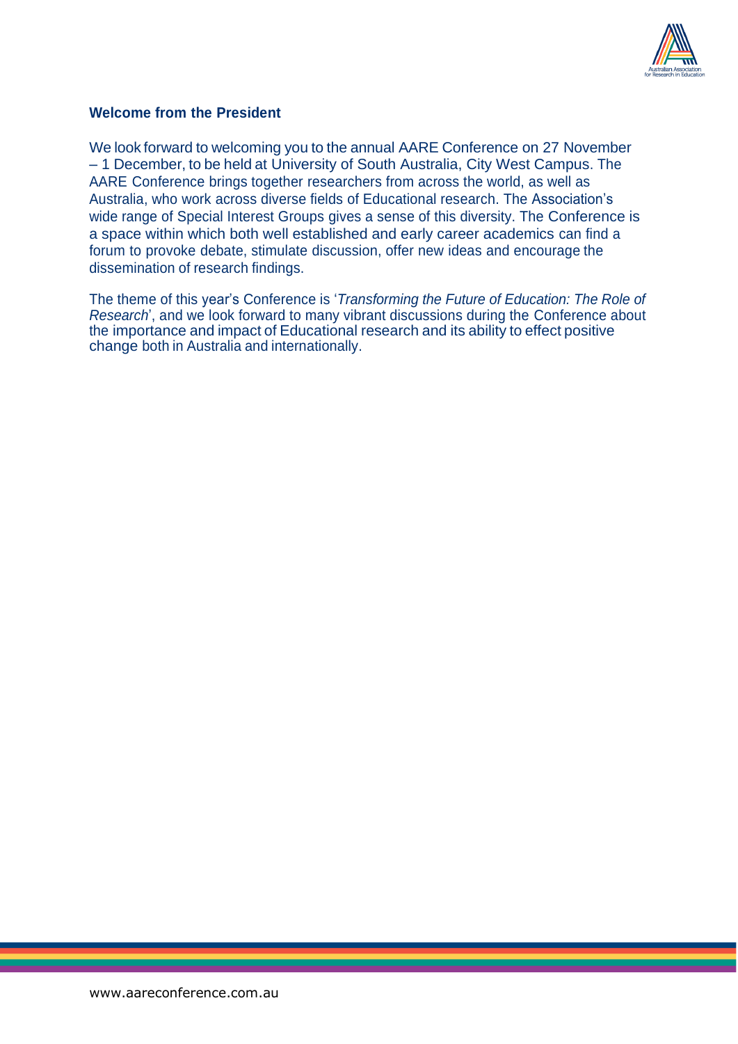## Welcome from the President

We look forward to welcoming you to the annual AARE Conference on 27 November – 1 December, to be held at University of South Australia, City West Campus. The AARE Conference brings together researchers from across the world, as well as Australia, who work across diverse fields of Educational research. The Association's wide range of Special Interest Groups gives a sense of this diversity. The Conference is a space within which both well established and early career academics can find a forum to provoke debate, stimulate discussion, offer new ideas and encourage the dissemination of research findings.

The theme of this year's Conference is '*Transforming the Future of Education: The Role of Research*', and we look forward to many vibrant discussions during the Conference about the importance and impact of Educational research and its ability to effect positive change both in Australia and internationally.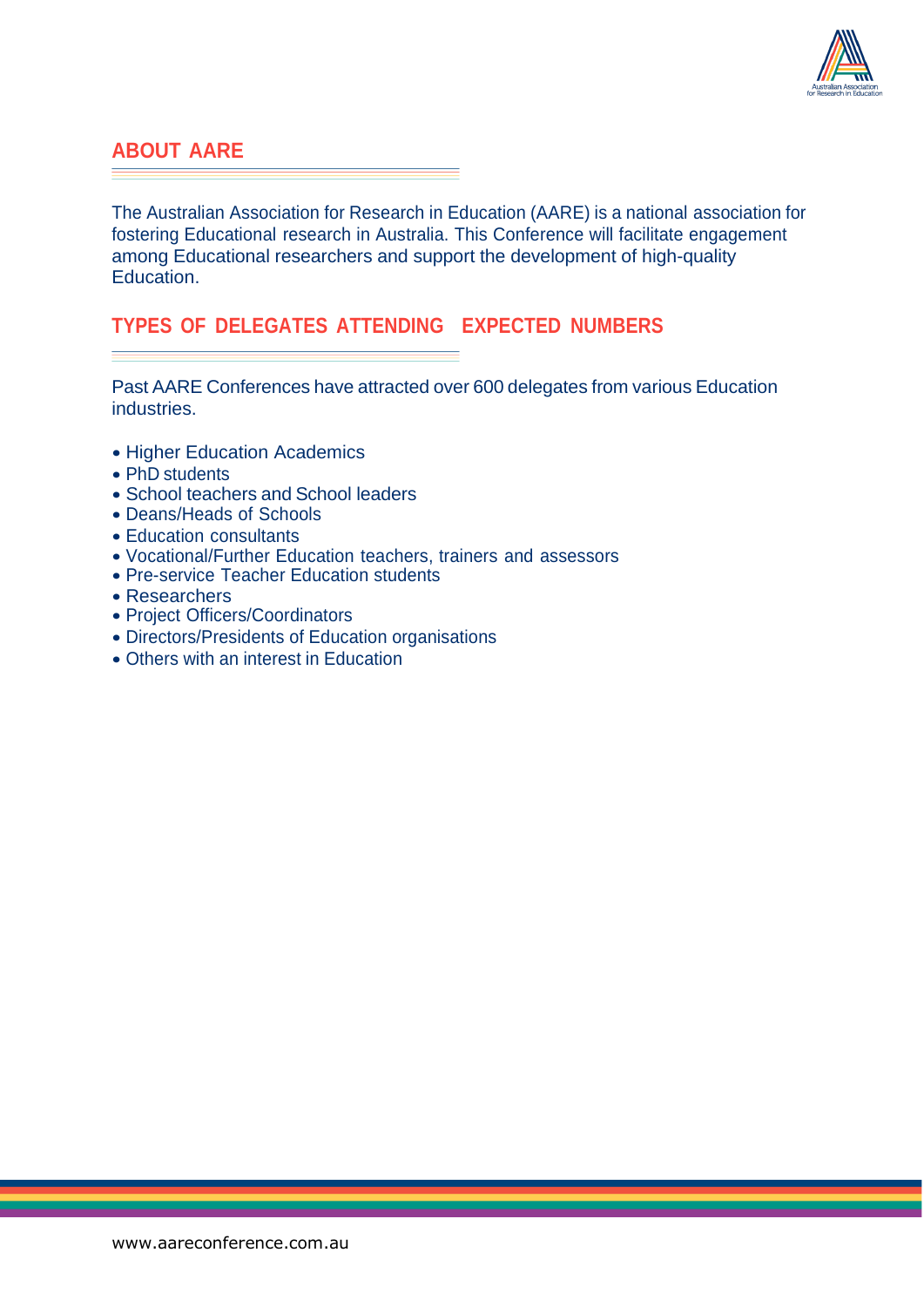## ABOUT AARE

The Australian Association for Research in Education (AARE) is a national association for fostering Educational research in Australia. This Conference will facilitate engagement among Educational researchers and support the development of high-quality Education.

## TYPES OF DELEGATES ATTENDING EXPECTED NUMBERS

Past AARE Conferences have attracted over 600 delegates from various Education industries.

- Higher Education Academics
- PhD students
- School teachers and School leaders
- Deans/Heads of Schools
- Education consultants
- Vocational/Further Education teachers, trainers and assessors
- Pre-service Teacher Education students
- Researchers
- Project Officers/Coordinators
- Directors/Presidents of Education organisations
- Others with an interest in Education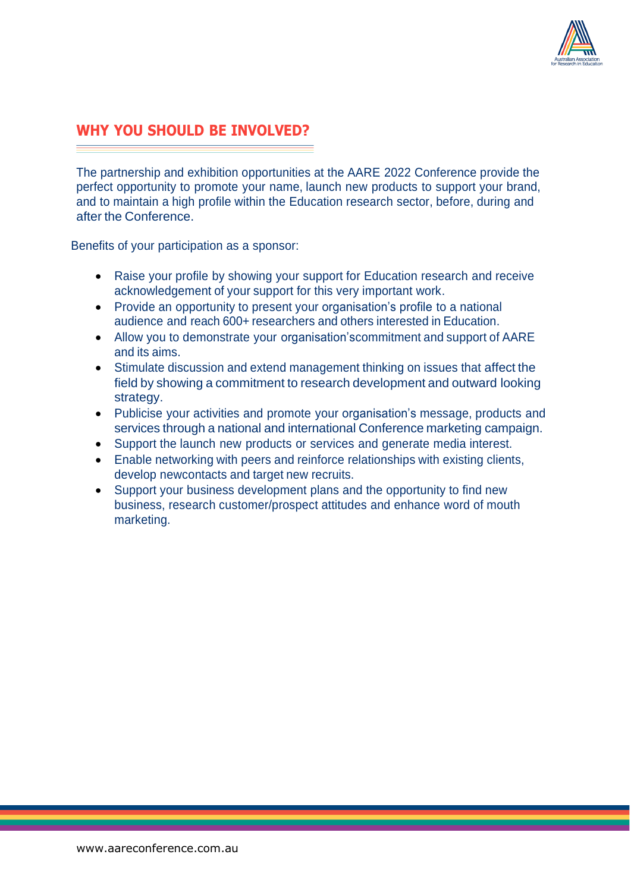## WHY YOU SHOULD BE INVOLVED?

The partnership and exhibition opportunities at the AARE 2022 Conference provide the perfect opportunity to promote your name, launch new products to support your brand, and to maintain a high profile within the Education research sector, before, during and after the Conference.

Benefits of your participation as a sponsor:

- Raise your profile by showing your support for Education research and receive acknowledgement of your support for this very important work.
- Provide an opportunity to present your organisation's profile to a national audience and reach 600+ researchers and others interested in Education.
- Allow you to demonstrate your organisation'scommitment and support of AARE and its aims.
- Stimulate discussion and extend management thinking on issues that affect the field by showing a commitment to research development and outward looking strategy.
- Publicise your activities and promote your organisation's message, products and services through a national and international Conference marketing campaign.
- Support the launch new products or services and generate media interest.
- Enable networking with peers and reinforce relationships with existing clients, develop newcontacts and target new recruits.
- Support your business development plans and the opportunity to find new business, research customer/prospect attitudes and enhance word of mouth marketing.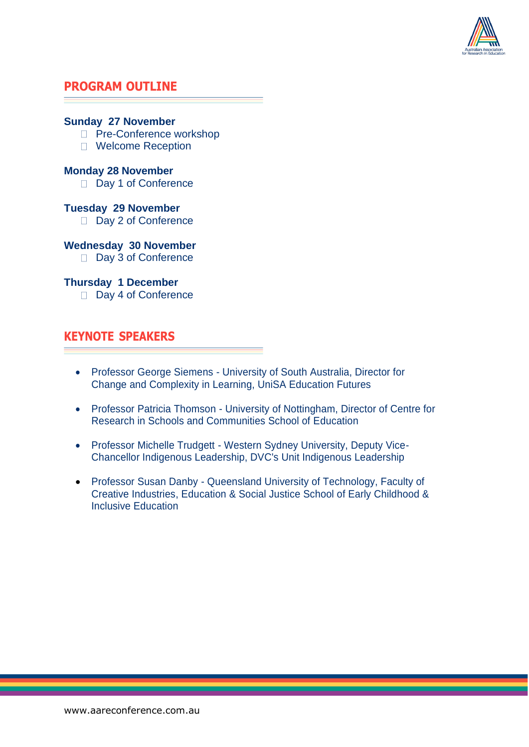## PROGRAM OUTLINE

**Sunday 27 November**

- Pre-Conference workshop
- Welcome Reception

**Monday 28 November**

- Day 1 of Conference

**Tuesday 29 November**

- Day 2 of Conference

**Wednesday 30 November**

- Day 3 of Conference

**Thursday 1 December**

- Day 4 of Conference

## KEYNOTE SPEAKERS

- Professor George Siemens - University of South Australia, Director for Change and Complexity in Learning, UniSA Education Futures
- Professor Patricia Thomson - University of Nottingham, Director of Centre for Research in Schools and Communities School of Education
- Professor Michelle Trudgett - Western Sydney University, Deputy Vice-Chancellor Indigenous Leadership, DVC's Unit Indigenous Leadership
- Professor Susan Danby - Queensland University of Technology, Faculty of Creative Industries, Education & Social Justice School of Early Childhood & Inclusive Education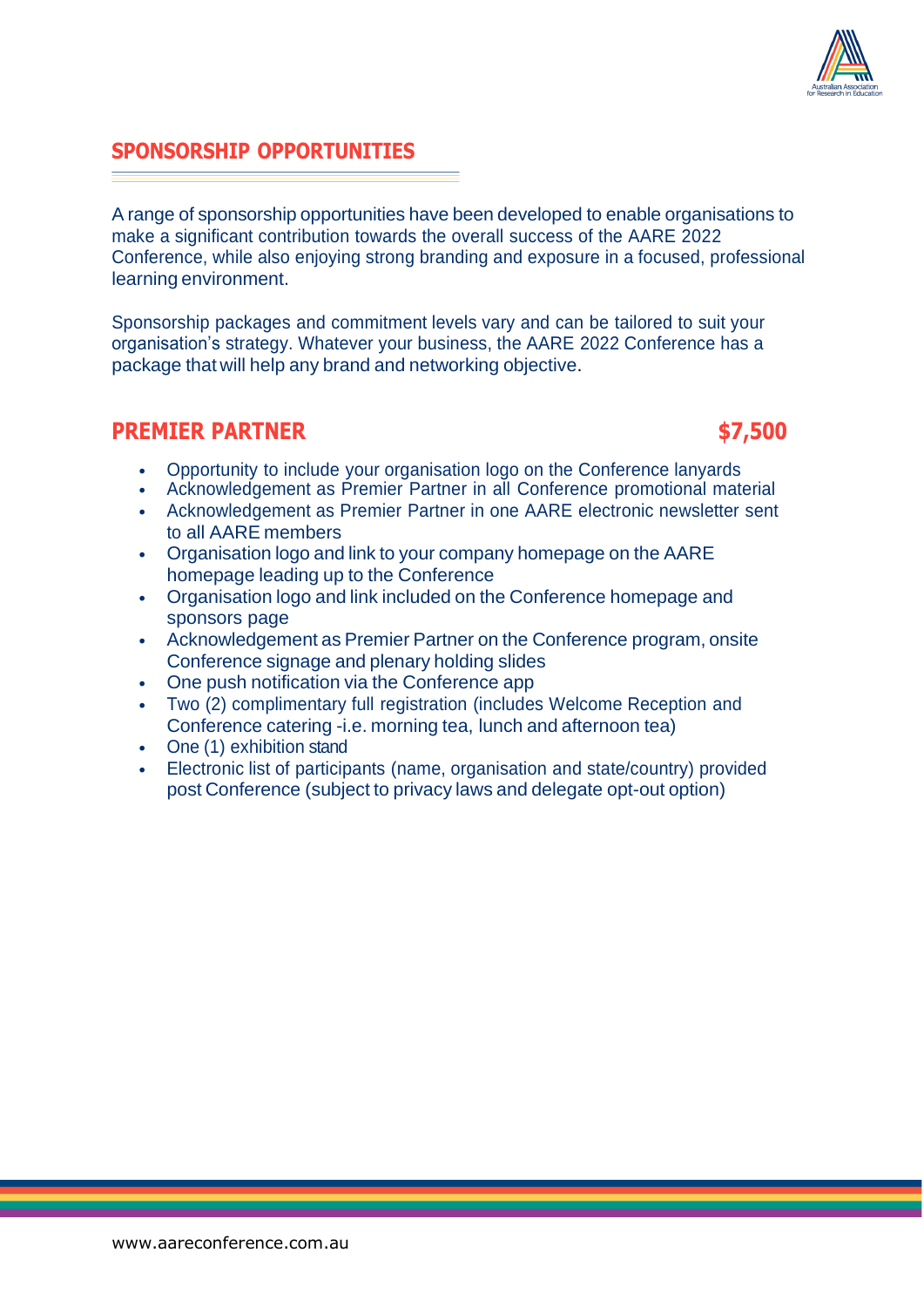## SPONSORSHIP OPPORTUNITIES

A range of sponsorship opportunities have been developed to enable organisations to make a significant contribution towards the overall success of the AARE 2022 Conference, while also enjoying strong branding and exposure in a focused, professional learning environment.

Sponsorship packages and commitment levels vary and can be tailored to suit your organisation's strategy. Whatever your business, the AARE 2022 Conference has a package that will help any brand and networking objective.

## PREMIER PARTNER $7,500

- Opportunity to include your organisation logo on the Conference lanyards
- Acknowledgement as Premier Partner in all Conference promotional material
- Acknowledgement as Premier Partner in one AARE electronic newsletter sent to all AARE members
- Organisation logo and link to your company homepage on the AARE homepage leading up to the Conference
- Organisation logo and link included on the Conference homepage and sponsors page
- Acknowledgement as Premier Partner on the Conference program, onsite Conference signage and plenary holding slides
- One push notification via the Conference app
- Two (2) complimentary full registration (includes Welcome Reception and Conference catering -i.e. morning tea, lunch and afternoon tea)
- One (1) exhibition stand
- Electronic list of participants (name, organisation and state/country) provided post Conference (subject to privacy laws and delegate opt-out option)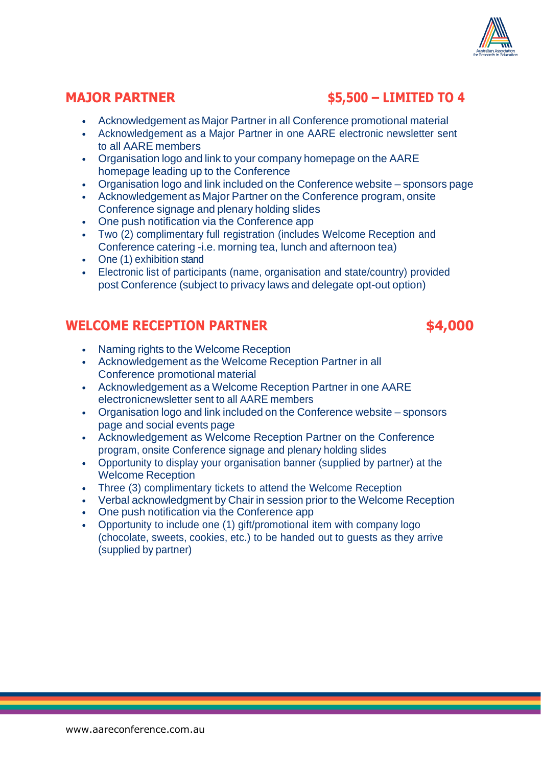## MAJOR PARTNER $5,500 – LIMITED TO 4

- Acknowledgement as Major Partner in all Conference promotional material
- Acknowledgement as a Major Partner in one AARE electronic newsletter sent to all AARE members
- Organisation logo and link to your company homepage on the AARE homepage leading up to the Conference
- Organisation logo and link included on the Conference website – sponsors page
- Acknowledgement as Major Partner on the Conference program, onsite Conference signage and plenary holding slides
- One push notification via the Conference app
- Two (2) complimentary full registration (includes Welcome Reception and Conference catering -i.e. morning tea, lunch and afternoon tea)
- One (1) exhibition stand
- Electronic list of participants (name, organisation and state/country) provided post Conference (subject to privacy laws and delegate opt-out option)

## WELCOME RECEPTION PARTNER $4,000

- Naming rights to the Welcome Reception
- Acknowledgement as the Welcome Reception Partner in all Conference promotional material
- Acknowledgement as a Welcome Reception Partner in one AARE electronicnewsletter sent to all AARE members
- Organisation logo and link included on the Conference website – sponsors page and social events page
- Acknowledgement as Welcome Reception Partner on the Conference program, onsite Conference signage and plenary holding slides
- Opportunity to display your organisation banner (supplied by partner) at the Welcome Reception
- Three (3) complimentary tickets to attend the Welcome Reception
- Verbal acknowledgment by Chair in session prior to the Welcome Reception
- One push notification via the Conference app
- Opportunity to include one (1) gift/promotional item with company logo (chocolate, sweets, cookies, etc.) to be handed out to guests as they arrive (supplied by partner)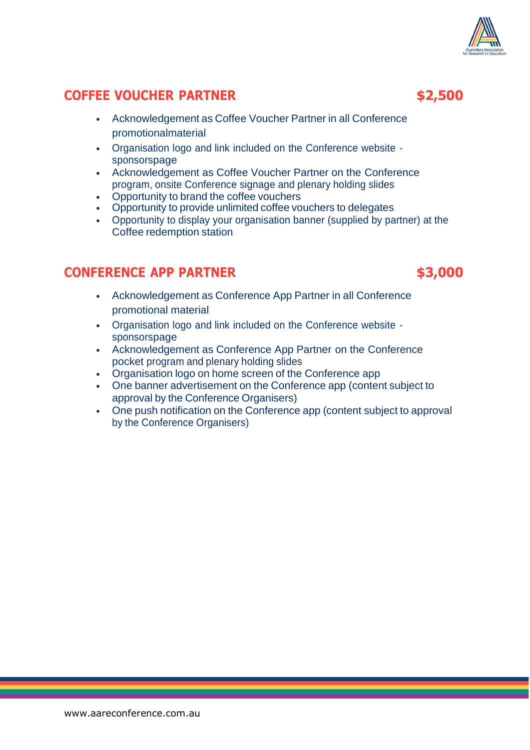## COFFEE VOUCHER PARTNER $2,500

- Acknowledgement as Coffee Voucher Partner in all Conference promotionalmaterial
- Organisation logo and link included on the Conference website - sponsorspage
- Acknowledgement as Coffee Voucher Partner on the Conference program, onsite Conference signage and plenary holding slides
- Opportunity to brand the coffee vouchers
- Opportunity to provide unlimited coffee vouchers to delegates
- Opportunity to display your organisation banner (supplied by partner) at the Coffee redemption station

## CONFERENCE APP PARTNER $3,000

- Acknowledgement as Conference App Partner in all Conference promotional material
- Organisation logo and link included on the Conference website - sponsorspage
- Acknowledgement as Conference App Partner on the Conference pocket program and plenary holding slides
- Organisation logo on home screen of the Conference app
- One banner advertisement on the Conference app (content subject to approval by the Conference Organisers)
- One push notification on the Conference app (content subject to approval by the Conference Organisers)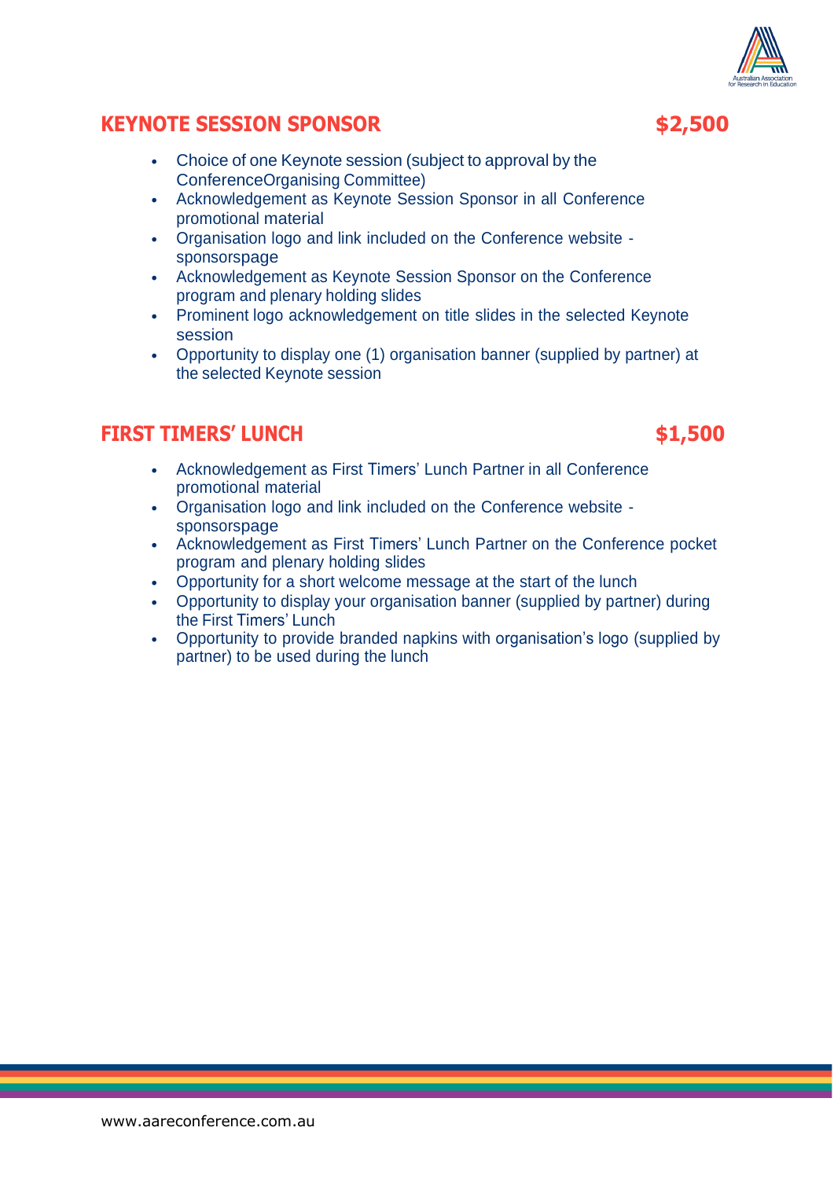## KEYNOTE SESSION SPONSOR $2,500

- Choice of one Keynote session (subject to approval by the ConferenceOrganising Committee)
- Acknowledgement as Keynote Session Sponsor in all Conference promotional material
- Organisation logo and link included on the Conference website - sponsorspage
- Acknowledgement as Keynote Session Sponsor on the Conference program and plenary holding slides
- Prominent logo acknowledgement on title slides in the selected Keynote session
- Opportunity to display one (1) organisation banner (supplied by partner) at the selected Keynote session

## FIRST TIMERS' LUNCH $1,500

- Acknowledgement as First Timers' Lunch Partner in all Conference promotional material
- Organisation logo and link included on the Conference website - sponsorspage
- Acknowledgement as First Timers' Lunch Partner on the Conference pocket program and plenary holding slides
- Opportunity for a short welcome message at the start of the lunch
- Opportunity to display your organisation banner (supplied by partner) during the First Timers' Lunch
- Opportunity to provide branded napkins with organisation's logo (supplied by partner) to be used during the lunch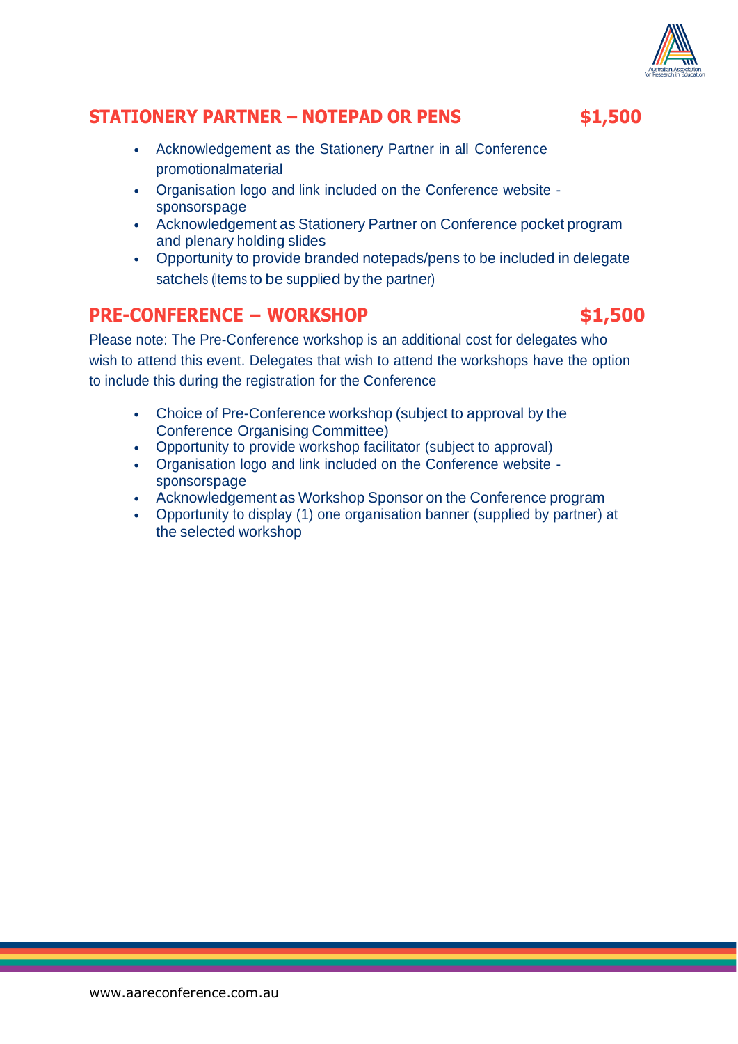## STATIONERY PARTNER – NOTEPAD OR PENS $1,500

- Acknowledgement as the Stationery Partner in all Conference promotionalmaterial
- Organisation logo and link included on the Conference website - sponsorspage
- Acknowledgement as Stationery Partner on Conference pocket program and plenary holding slides
- Opportunity to provide branded notepads/pens to be included in delegate satchels (Items to be supplied by the partner)

## PRE-CONFERENCE – WORKSHOP $1,500

Please note: The Pre-Conference workshop is an additional cost for delegates who wish to attend this event. Delegates that wish to attend the workshops have the option to include this during the registration for the Conference

- Choice of Pre-Conference workshop (subject to approval by the Conference Organising Committee)
- Opportunity to provide workshop facilitator (subject to approval)
- Organisation logo and link included on the Conference website - sponsorspage
- Acknowledgement as Workshop Sponsor on the Conference program
- Opportunity to display (1) one organisation banner (supplied by partner) at the selected workshop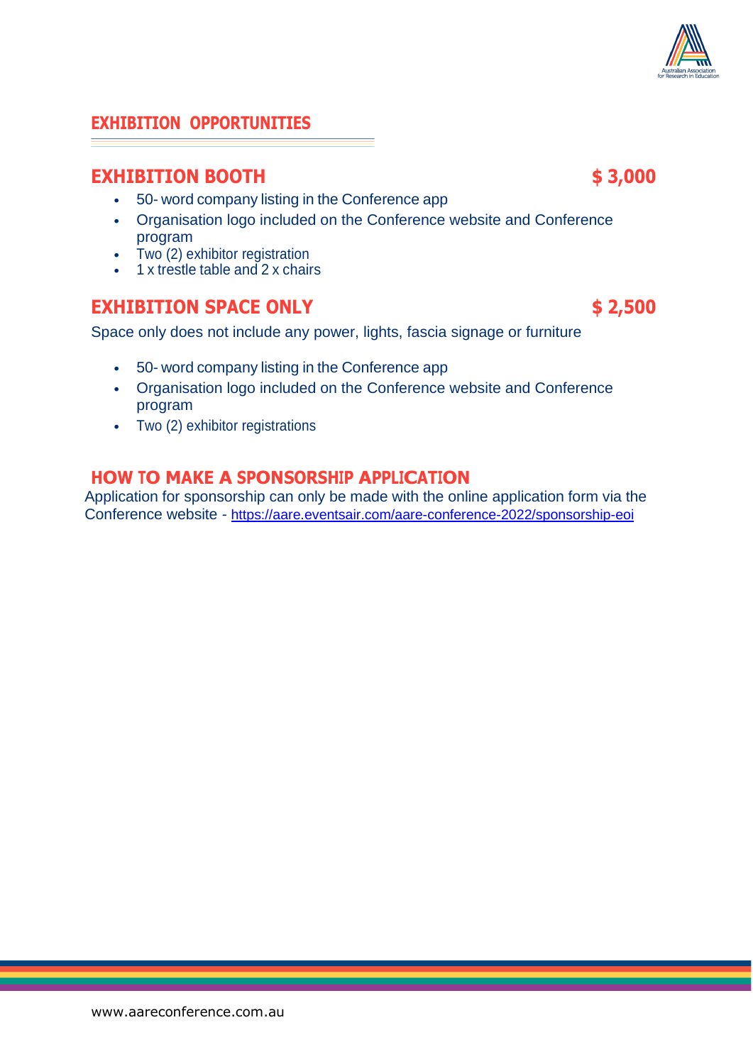## EXHIBITION OPPORTUNITIES

### EXHIBITION BOOTH $ 3,000

- 50- word company listing in the Conference app
- Organisation logo included on the Conference website and Conference program
- Two (2) exhibitor registration
- 1 x trestle table and 2 x chairs

### EXHIBITION SPACE ONLY $ 2,500

Space only does not include any power, lights, fascia signage or furniture

- 50- word company listing in the Conference app
- Organisation logo included on the Conference website and Conference program
- Two (2) exhibitor registrations

### HOW TO MAKE A SPONSORSHIP APPLICATION

Application for sponsorship can only be made with the online application form via the Conference website - https://aare.eventsair.com/aare-conference-2022/sponsorship-eoi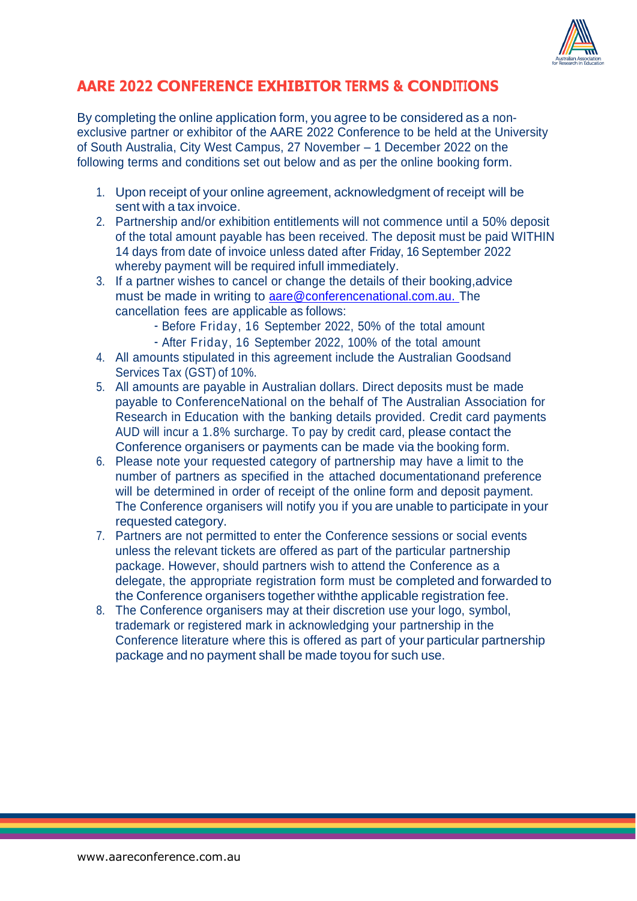## AARE 2022 CONFERENCE EXHIBITOR TERMS & CONDITIONS

By completing the online application form, you agree to be considered as a non-exclusive partner or exhibitor of the AARE 2022 Conference to be held at the University of South Australia, City West Campus, 27 November – 1 December 2022 on the following terms and conditions set out below and as per the online booking form.

1. Upon receipt of your online agreement, acknowledgment of receipt will be sent with a tax invoice.
2. Partnership and/or exhibition entitlements will not commence until a 50% deposit of the total amount payable has been received. The deposit must be paid WITHIN 14 days from date of invoice unless dated after Friday, 16 September 2022 whereby payment will be required infull immediately.
3. If a partner wishes to cancel or change the details of their booking,advice must be made in writing to aare@conferencenational.com.au. The cancellation fees are applicable as follows:
   - Before Friday, 16 September 2022, 50% of the total amount
   - After Friday, 16 September 2022, 100% of the total amount
4. All amounts stipulated in this agreement include the Australian Goodsand Services Tax (GST) of 10%.
5. All amounts are payable in Australian dollars. Direct deposits must be made payable to ConferenceNational on the behalf of The Australian Association for Research in Education with the banking details provided. Credit card payments AUD will incur a 1.8% surcharge. To pay by credit card, please contact the Conference organisers or payments can be made via the booking form.
6. Please note your requested category of partnership may have a limit to the number of partners as specified in the attached documentationand preference will be determined in order of receipt of the online form and deposit payment. The Conference organisers will notify you if you are unable to participate in your requested category.
7. Partners are not permitted to enter the Conference sessions or social events unless the relevant tickets are offered as part of the particular partnership package. However, should partners wish to attend the Conference as a delegate, the appropriate registration form must be completed and forwarded to the Conference organisers together withthe applicable registration fee.
8. The Conference organisers may at their discretion use your logo, symbol, trademark or registered mark in acknowledging your partnership in the Conference literature where this is offered as part of your particular partnership package and no payment shall be made toyou for such use.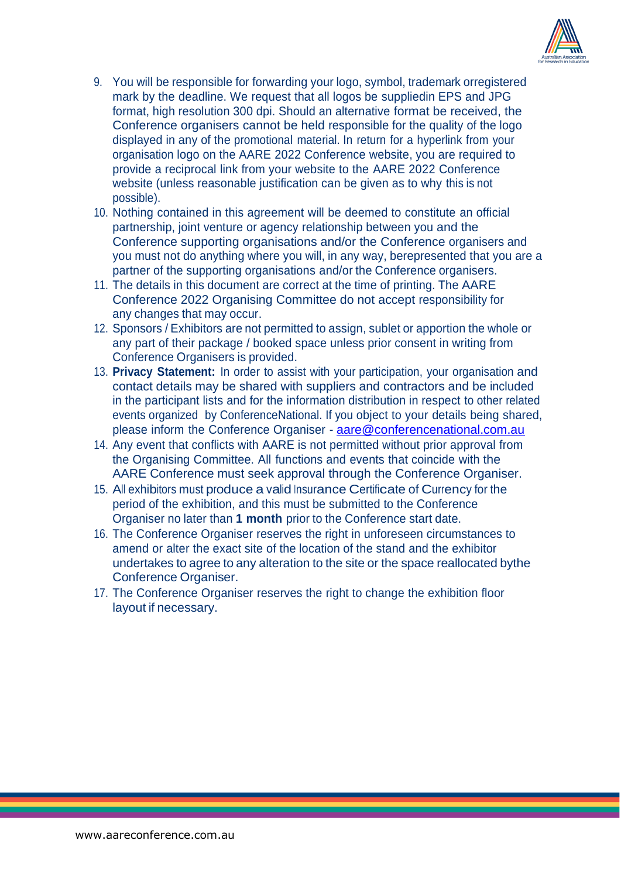9. You will be responsible for forwarding your logo, symbol, trademark orregistered mark by the deadline. We request that all logos be suppliedin EPS and JPG format, high resolution 300 dpi. Should an alternative format be received, the Conference organisers cannot be held responsible for the quality of the logo displayed in any of the promotional material. In return for a hyperlink from your organisation logo on the AARE 2022 Conference website, you are required to provide a reciprocal link from your website to the AARE 2022 Conference website (unless reasonable justification can be given as to why this is not possible).
10. Nothing contained in this agreement will be deemed to constitute an official partnership, joint venture or agency relationship between you and the Conference supporting organisations and/or the Conference organisers and you must not do anything where you will, in any way, berepresented that you are a partner of the supporting organisations and/or the Conference organisers.
11. The details in this document are correct at the time of printing. The AARE Conference 2022 Organising Committee do not accept responsibility for any changes that may occur.
12. Sponsors / Exhibitors are not permitted to assign, sublet or apportion the whole or any part of their package / booked space unless prior consent in writing from Conference Organisers is provided.
13. **Privacy Statement:** In order to assist with your participation, your organisation and contact details may be shared with suppliers and contractors and be included in the participant lists and for the information distribution in respect to other related events organized by ConferenceNational. If you object to your details being shared, please inform the Conference Organiser - aare@conferencenational.com.au
14. Any event that conflicts with AARE is not permitted without prior approval from the Organising Committee. All functions and events that coincide with the AARE Conference must seek approval through the Conference Organiser.
15. All exhibitors must produce a valid Insurance Certificate of Currency for the period of the exhibition, and this must be submitted to the Conference Organiser no later than **1 month** prior to the Conference start date.
16. The Conference Organiser reserves the right in unforeseen circumstances to amend or alter the exact site of the location of the stand and the exhibitor undertakes to agree to any alteration to the site or the space reallocated bythe Conference Organiser.
17. The Conference Organiser reserves the right to change the exhibition floor layout if necessary.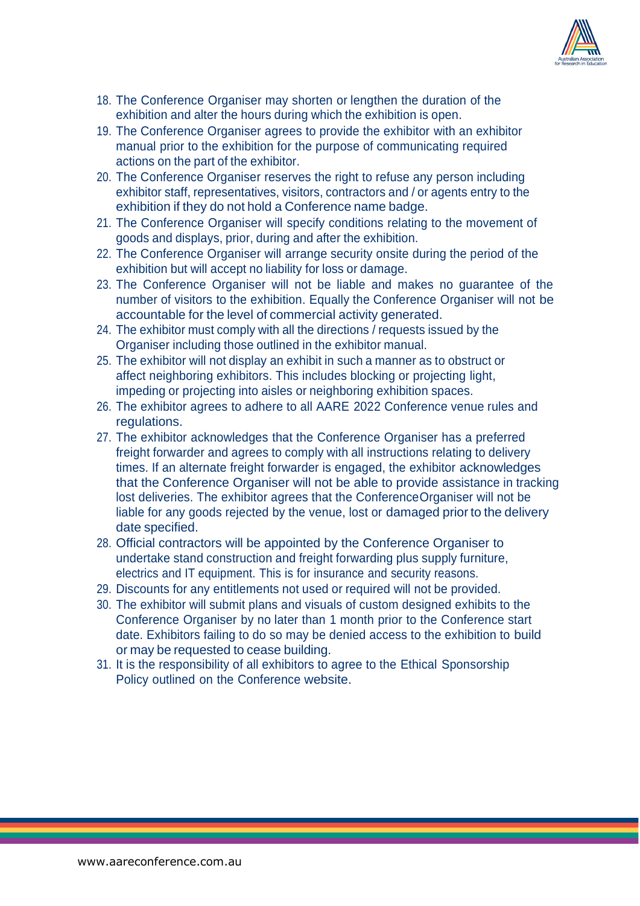18. The Conference Organiser may shorten or lengthen the duration of the exhibition and alter the hours during which the exhibition is open.
19. The Conference Organiser agrees to provide the exhibitor with an exhibitor manual prior to the exhibition for the purpose of communicating required actions on the part of the exhibitor.
20. The Conference Organiser reserves the right to refuse any person including exhibitor staff, representatives, visitors, contractors and / or agents entry to the exhibition if they do not hold a Conference name badge.
21. The Conference Organiser will specify conditions relating to the movement of goods and displays, prior, during and after the exhibition.
22. The Conference Organiser will arrange security onsite during the period of the exhibition but will accept no liability for loss or damage.
23. The Conference Organiser will not be liable and makes no guarantee of the number of visitors to the exhibition. Equally the Conference Organiser will not be accountable for the level of commercial activity generated.
24. The exhibitor must comply with all the directions / requests issued by the Organiser including those outlined in the exhibitor manual.
25. The exhibitor will not display an exhibit in such a manner as to obstruct or affect neighboring exhibitors. This includes blocking or projecting light, impeding or projecting into aisles or neighboring exhibition spaces.
26. The exhibitor agrees to adhere to all AARE 2022 Conference venue rules and regulations.
27. The exhibitor acknowledges that the Conference Organiser has a preferred freight forwarder and agrees to comply with all instructions relating to delivery times. If an alternate freight forwarder is engaged, the exhibitor acknowledges that the Conference Organiser will not be able to provide assistance in tracking lost deliveries. The exhibitor agrees that the ConferenceOrganiser will not be liable for any goods rejected by the venue, lost or damaged prior to the delivery date specified.
28. Official contractors will be appointed by the Conference Organiser to undertake stand construction and freight forwarding plus supply furniture, electrics and IT equipment. This is for insurance and security reasons.
29. Discounts for any entitlements not used or required will not be provided.
30. The exhibitor will submit plans and visuals of custom designed exhibits to the Conference Organiser by no later than 1 month prior to the Conference start date. Exhibitors failing to do so may be denied access to the exhibition to build or may be requested to cease building.
31. It is the responsibility of all exhibitors to agree to the Ethical Sponsorship Policy outlined on the Conference website.